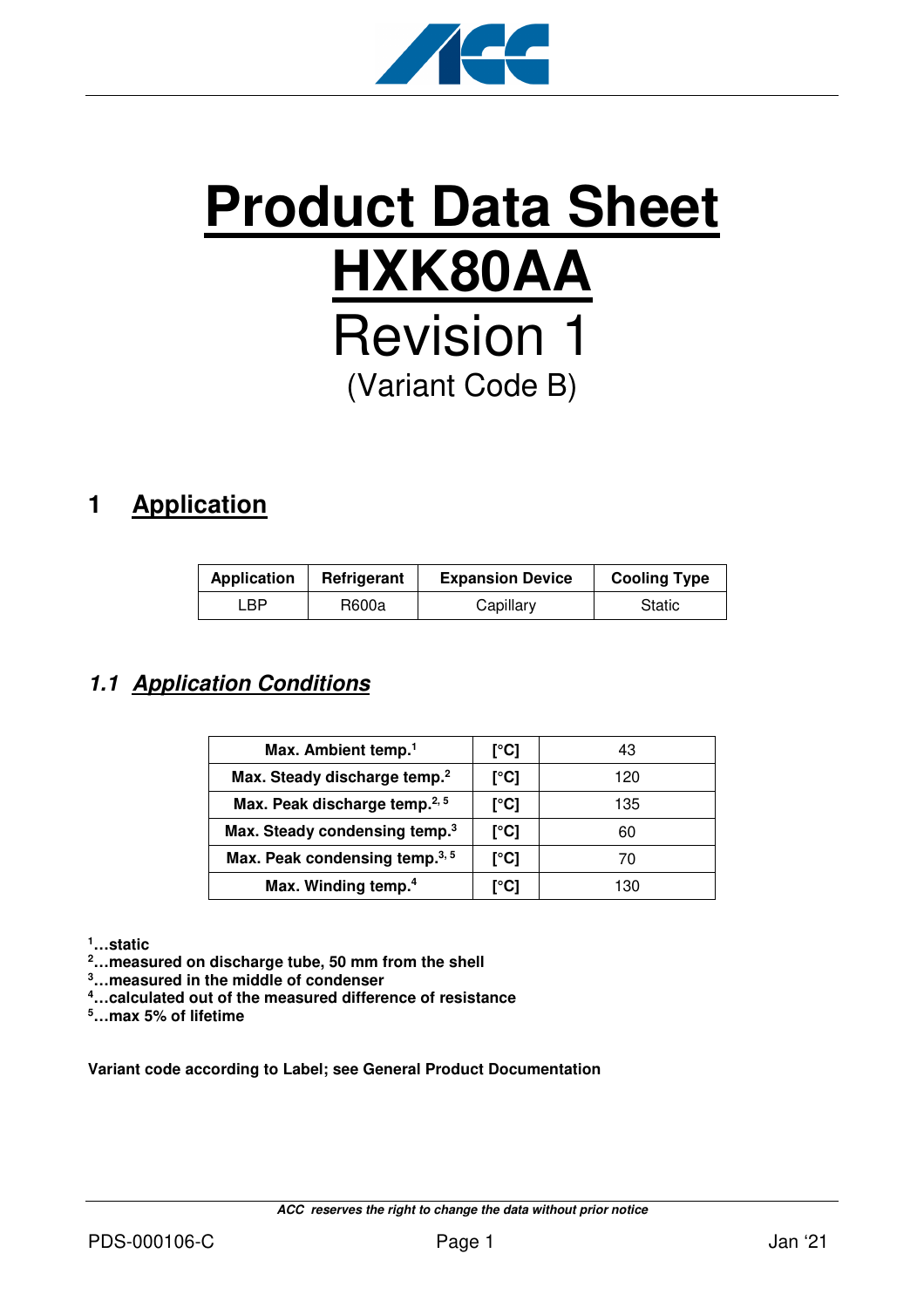# Product Data Sheet

# HXK80AA

Revision 1

(Variant Code B)

## 1 Application

| Application | Refrigerant | Expansion Device | Cooling Type |
|---|---|---|---|
| LBP | R600a | Capillary | Static |

### 1.1 Application Conditions

| | | |
|---|---|---|
| **Max. Ambient temp.[1]** | **[°C]** | 43 |
| **Max. Steady discharge temp.[2]** | **[°C]** | 120 |
| **Max. Peak discharge temp.[2, 5]** | **[°C]** | 135 |
| **Max. Steady condensing temp.[3]** | **[°C]** | 60 |
| **Max. Peak condensing temp.[3, 5]** | **[°C]** | 70 |
| **Max. Winding temp.[4]** | **[°C]** | 130 |

**[1]…static**
**[2]…measured on discharge tube, 50 mm from the shell**
**[3]…measured in the middle of condenser**
**[4]…calculated out of the measured difference of resistance**
**[5]…max 5% of lifetime**

**Variant code according to Label; see General Product Documentation**

***ACC reserves the right to change the data without prior notice***

PDS-000106-C Jan '21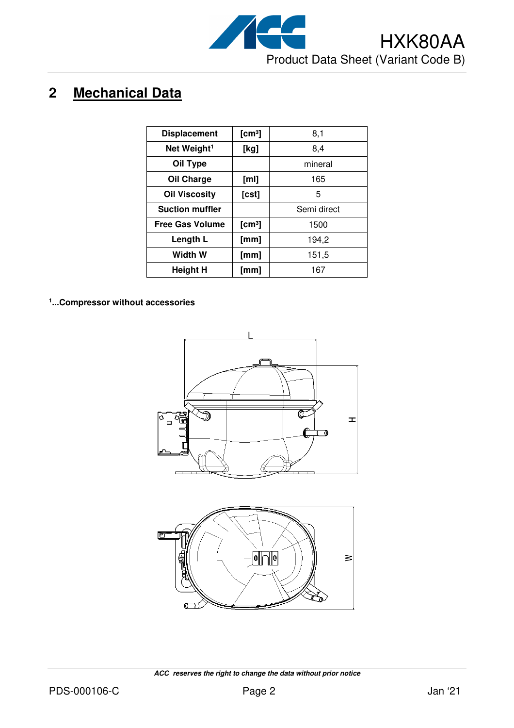## 2 Mechanical Data

| Displacement | [cm³] | 8,1 |
|---|---|---|
| Net Weight[1] | [kg] | 8,4 |
| Oil Type | | mineral |
| Oil Charge | [ml] | 165 |
| Oil Viscosity | [cst] | 5 |
| Suction muffler | | Semi direct |
| Free Gas Volume | [cm³] | 1500 |
| Length L | [mm] | 194,2 |
| Width W | [mm] | 151,5 |
| Height H | [mm] | 167 |

**[1]...Compressor without accessories**

*ACC reserves the right to change the data without prior notice*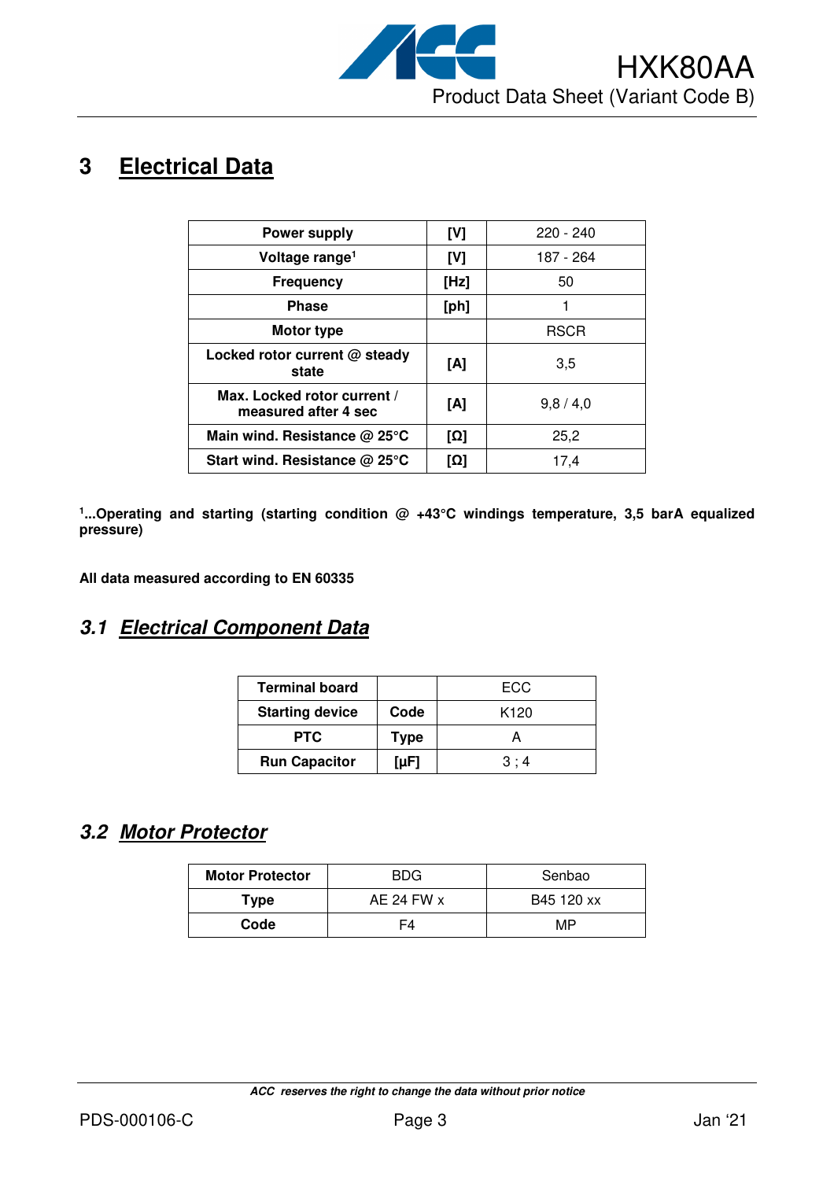# 3 Electrical Data

| Power supply | [V] | 220 - 240 |
|---|---|---|
| Voltage range[1] | [V] | 187 - 264 |
| Frequency | [Hz] | 50 |
| Phase | [ph] | 1 |
| Motor type | | RSCR |
| Locked rotor current @ steady state | [A] | 3,5 |
| Max. Locked rotor current / measured after 4 sec | [A] | 9,8 / 4,0 |
| Main wind. Resistance @ 25°C | [Ω] | 25,2 |
| Start wind. Resistance @ 25°C | [Ω] | 17,4 |

**[1]...Operating and starting (starting condition @ +43°C windings temperature, 3,5 barA equalized pressure)**

**All data measured according to EN 60335**

## *3.1 Electrical Component Data*

| Terminal board | | ECC |
|---|---|---|
| Starting device | Code | K120 |
| PTC | Type | A |
| Run Capacitor | [µF] | 3 ; 4 |

## *3.2 Motor Protector*

| Motor Protector | BDG | Senbao |
|---|---|---|
| Type | AE 24 FW x | B45 120 xx |
| Code | F4 | MP |

*ACC reserves the right to change the data without prior notice*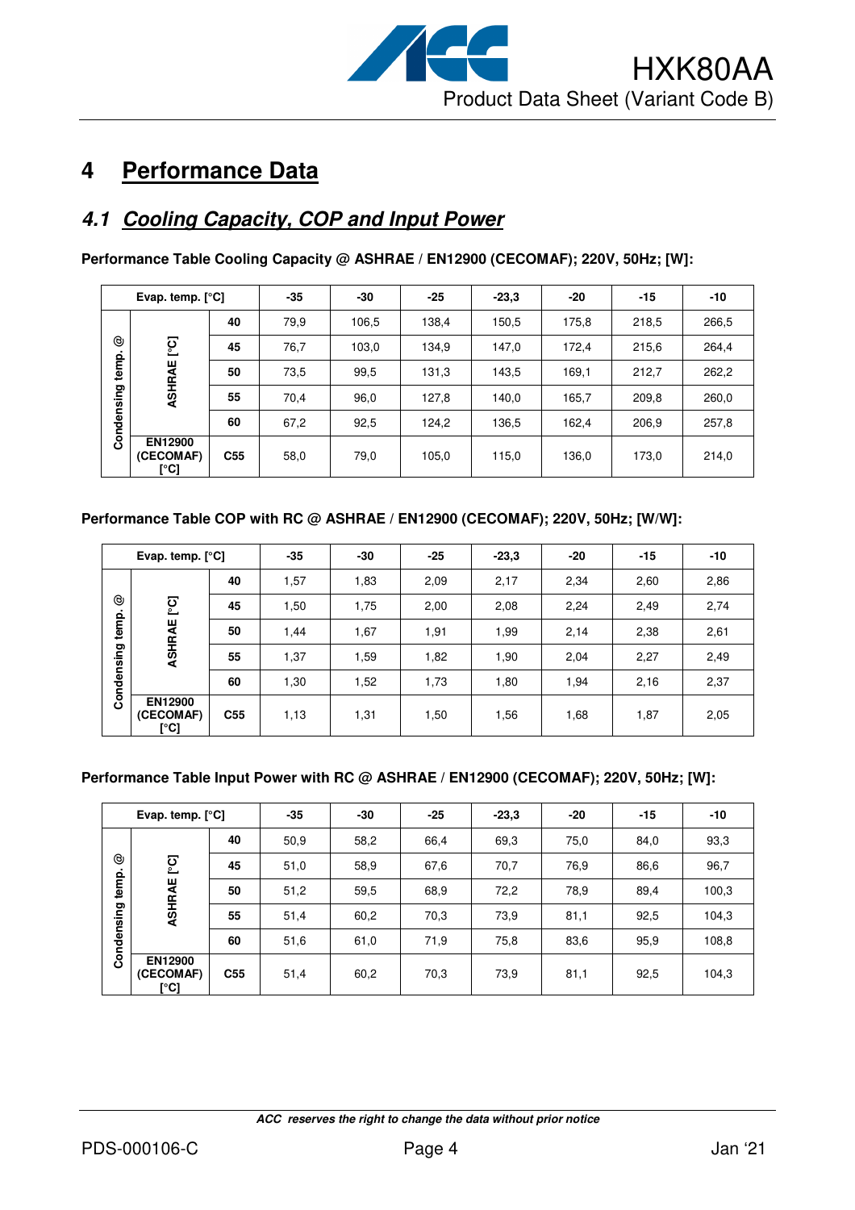# 4 Performance Data

## 4.1 Cooling Capacity, COP and Input Power

**Performance Table Cooling Capacity @ ASHRAE / EN12900 (CECOMAF); 220V, 50Hz; [W]:**

| Evap. temp. [°C] | | | -35 | -30 | -25 | -23,3 | -20 | -15 | -10 |
|---|---|---|---|---|---|---|---|---|---|
| Condensing temp. @ | ASHRAE [°C] | 40 | 79,9 | 106,5 | 138,4 | 150,5 | 175,8 | 218,5 | 266,5 |
| | | 45 | 76,7 | 103,0 | 134,9 | 147,0 | 172,4 | 215,6 | 264,4 |
| | | 50 | 73,5 | 99,5 | 131,3 | 143,5 | 169,1 | 212,7 | 262,2 |
| | | 55 | 70,4 | 96,0 | 127,8 | 140,0 | 165,7 | 209,8 | 260,0 |
| | | 60 | 67,2 | 92,5 | 124,2 | 136,5 | 162,4 | 206,9 | 257,8 |
| | EN12900 (CECOMAF) [°C] | C55 | 58,0 | 79,0 | 105,0 | 115,0 | 136,0 | 173,0 | 214,0 |

**Performance Table COP with RC @ ASHRAE / EN12900 (CECOMAF); 220V, 50Hz; [W/W]:**

| Evap. temp. [°C] | | | -35 | -30 | -25 | -23,3 | -20 | -15 | -10 |
|---|---|---|---|---|---|---|---|---|---|
| Condensing temp. @ | ASHRAE [°C] | 40 | 1,57 | 1,83 | 2,09 | 2,17 | 2,34 | 2,60 | 2,86 |
| | | 45 | 1,50 | 1,75 | 2,00 | 2,08 | 2,24 | 2,49 | 2,74 |
| | | 50 | 1,44 | 1,67 | 1,91 | 1,99 | 2,14 | 2,38 | 2,61 |
| | | 55 | 1,37 | 1,59 | 1,82 | 1,90 | 2,04 | 2,27 | 2,49 |
| | | 60 | 1,30 | 1,52 | 1,73 | 1,80 | 1,94 | 2,16 | 2,37 |
| | EN12900 (CECOMAF) [°C] | C55 | 1,13 | 1,31 | 1,50 | 1,56 | 1,68 | 1,87 | 2,05 |

**Performance Table Input Power with RC @ ASHRAE / EN12900 (CECOMAF); 220V, 50Hz; [W]:**

| Evap. temp. [°C] | | | -35 | -30 | -25 | -23,3 | -20 | -15 | -10 |
|---|---|---|---|---|---|---|---|---|---|
| Condensing temp. @ | ASHRAE [°C] | 40 | 50,9 | 58,2 | 66,4 | 69,3 | 75,0 | 84,0 | 93,3 |
| | | 45 | 51,0 | 58,9 | 67,6 | 70,7 | 76,9 | 86,6 | 96,7 |
| | | 50 | 51,2 | 59,5 | 68,9 | 72,2 | 78,9 | 89,4 | 100,3 |
| | | 55 | 51,4 | 60,2 | 70,3 | 73,9 | 81,1 | 92,5 | 104,3 |
| | | 60 | 51,6 | 61,0 | 71,9 | 75,8 | 83,6 | 95,9 | 108,8 |
| | EN12900 (CECOMAF) [°C] | C55 | 51,4 | 60,2 | 70,3 | 73,9 | 81,1 | 92,5 | 104,3 |

*ACC reserves the right to change the data without prior notice*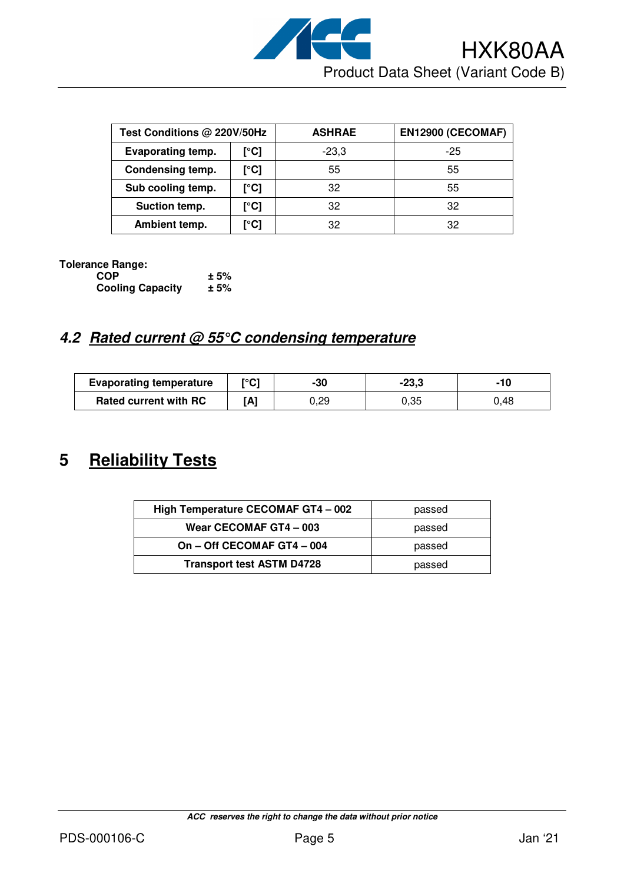| Test Conditions @ 220V/50Hz | | ASHRAE | EN12900 (CECOMAF) |
|---|---|---|---|
| Evaporating temp. | [°C] | -23,3 | -25 |
| Condensing temp. | [°C] | 55 | 55 |
| Sub cooling temp. | [°C] | 32 | 55 |
| Suction temp. | [°C] | 32 | 32 |
| Ambient temp. | [°C] | 32 | 32 |

**Tolerance Range:**

**COP** ± 5%

**Cooling Capacity** ± 5%

### *4.2 Rated current @ 55°C condensing temperature*

| Evaporating temperature | [°C] | -30 | -23,3 | -10 |
|---|---|---|---|---|
| Rated current with RC | [A] | 0,29 | 0,35 | 0,48 |

## 5 Reliability Tests

| | |
|---|---|
| High Temperature CECOMAF GT4 – 002 | passed |
| Wear CECOMAF GT4 – 003 | passed |
| On – Off CECOMAF GT4 – 004 | passed |
| Transport test ASTM D4728 | passed |

***ACC reserves the right to change the data without prior notice***